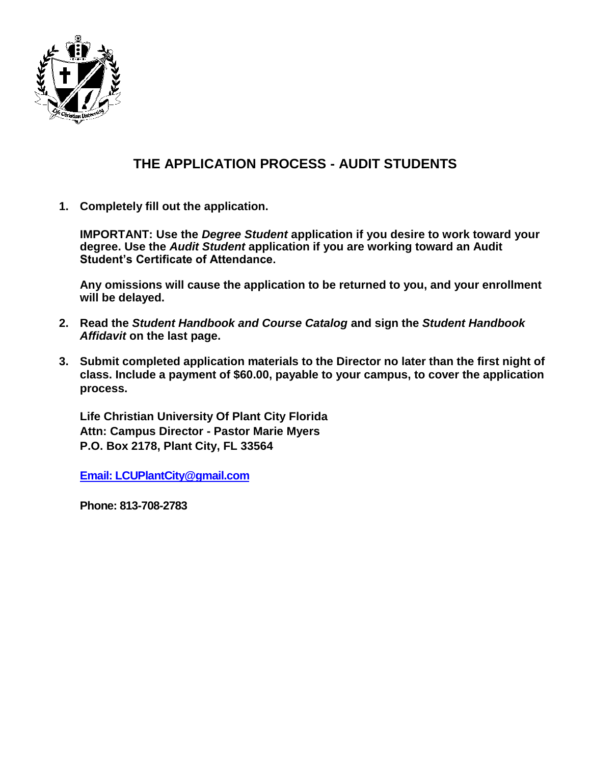# THE APPLICATION PROCESS - AUDIT STUDENTS

1. **Completely fill out the application.**

   **IMPORTANT: Use the *Degree Student* application if you desire to work toward your degree. Use the *Audit Student* application if you are working toward an Audit Student's Certificate of Attendance.**

   **Any omissions will cause the application to be returned to you, and your enrollment will be delayed.**

2. **Read the *Student Handbook and Course Catalog* and sign the *Student Handbook Affidavit* on the last page.**

3. **Submit completed application materials to the Director no later than the first night of class. Include a payment of $60.00, payable to your campus, to cover the application process.**

   **Life Christian University Of Plant City Florida**
   **Attn: Campus Director - Pastor Marie Myers**
   **P.O. Box 2178, Plant City, FL 33564**

   **Email: LCUPlantCity@gmail.com**

   **Phone: 813-708-2783**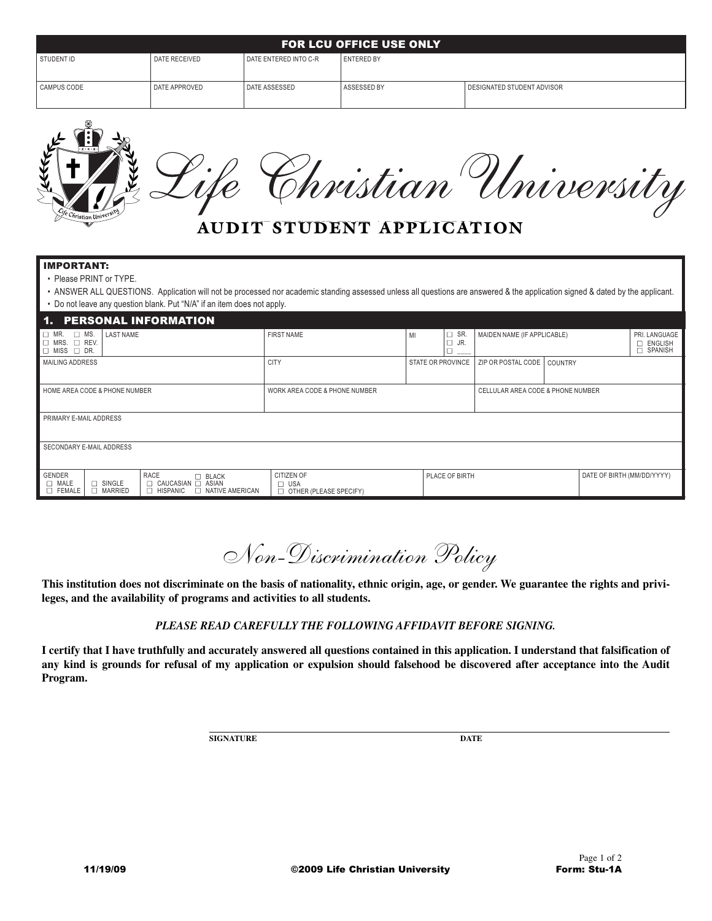| FOR LCU OFFICE USE ONLY | | | | |
|---|---|---|---|---|
| STUDENT ID | DATE RECEIVED | DATE ENTERED INTO C-R | ENTERED BY | |
| CAMPUS CODE | DATE APPROVED | DATE ASSESSED | ASSESSED BY | DESIGNATED STUDENT ADVISOR |

# Life Christian University

## AUDIT STUDENT APPLICATION

**IMPORTANT:**

- Please PRINT or TYPE.
- ANSWER ALL QUESTIONS. Application will not be processed nor academic standing assessed unless all questions are answered & the application signed & dated by the applicant.
- Do not leave any question blank. Put "N/A" if an item does not apply.

### 1. PERSONAL INFORMATION

| ☐ MR. ☐ MS. ☐ MRS. ☐ REV. ☐ MISS ☐ DR. | LAST NAME | FIRST NAME | MI | ☐ SR. ☐ JR. ☐ ___ | MAIDEN NAME (IF APPLICABLE) | PRI. LANGUAGE ☐ ENGLISH ☐ SPANISH |
|---|---|---|---|---|---|---|

| MAILING ADDRESS | CITY | STATE OR PROVINCE | ZIP OR POSTAL CODE | COUNTRY |
|---|---|---|---|---|

| HOME AREA CODE & PHONE NUMBER | WORK AREA CODE & PHONE NUMBER | CELLULAR AREA CODE & PHONE NUMBER |
|---|---|---|

| PRIMARY E-MAIL ADDRESS |
|---|

| SECONDARY E-MAIL ADDRESS |
|---|

| GENDER ☐ MALE ☐ FEMALE | ☐ SINGLE ☐ MARRIED | RACE ☐ BLACK ☐ CAUCASIAN ☐ ASIAN ☐ HISPANIC ☐ NATIVE AMERICAN | CITIZEN OF ☐ USA ☐ OTHER (PLEASE SPECIFY) | PLACE OF BIRTH | DATE OF BIRTH (MM/DD/YYYY) |
|---|---|---|---|---|---|

## *Non-Discrimination Policy*

**This institution does not discriminate on the basis of nationality, ethnic origin, age, or gender. We guarantee the rights and privileges, and the availability of programs and activities to all students.**

***PLEASE READ CAREFULLY THE FOLLOWING AFFIDAVIT BEFORE SIGNING.***

**I certify that I have truthfully and accurately answered all questions contained in this application. I understand that falsification of any kind is grounds for refusal of my application or expulsion should falsehood be discovered after acceptance into the Audit Program.**

**SIGNATURE** _______________________ **DATE** _______________

11/19/09 ©2009 Life Christian University Form: Stu-1A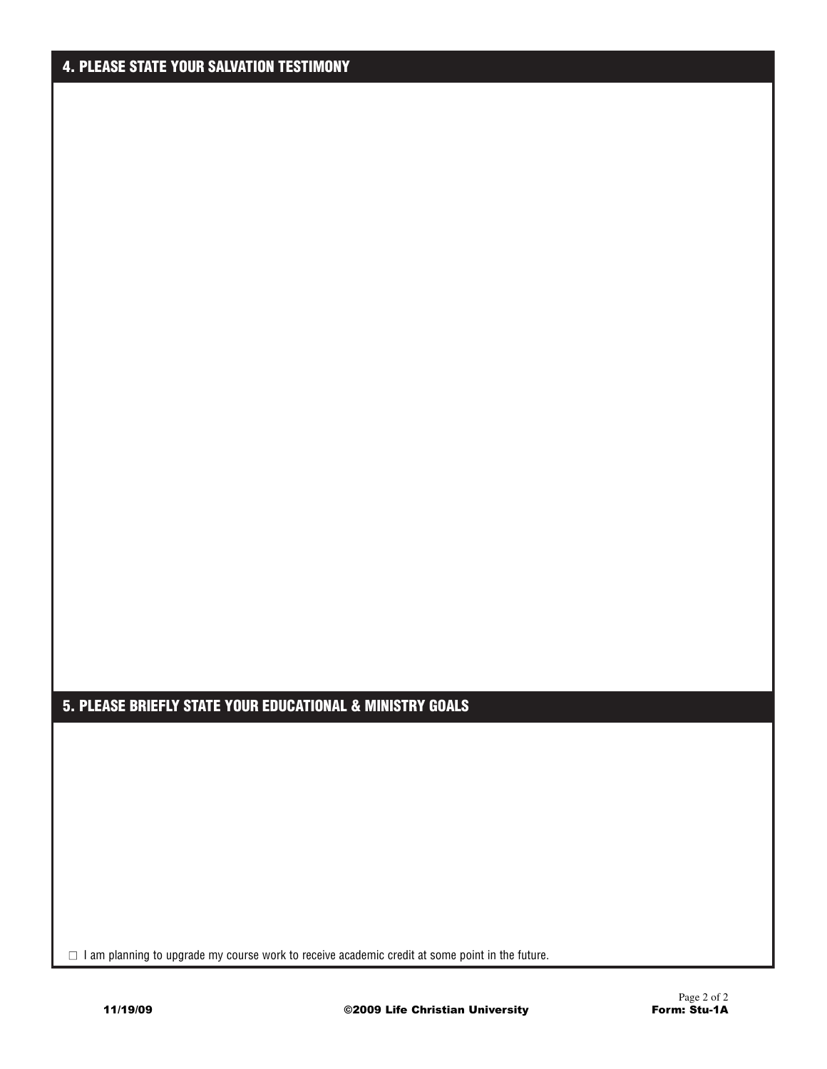## 4. PLEASE STATE YOUR SALVATION TESTIMONY

## 5. PLEASE BRIEFLY STATE YOUR EDUCATIONAL & MINISTRY GOALS

☐ I am planning to upgrade my course work to receive academic credit at some point in the future.

11/19/09 ©2009 Life Christian University Form: Stu-1A